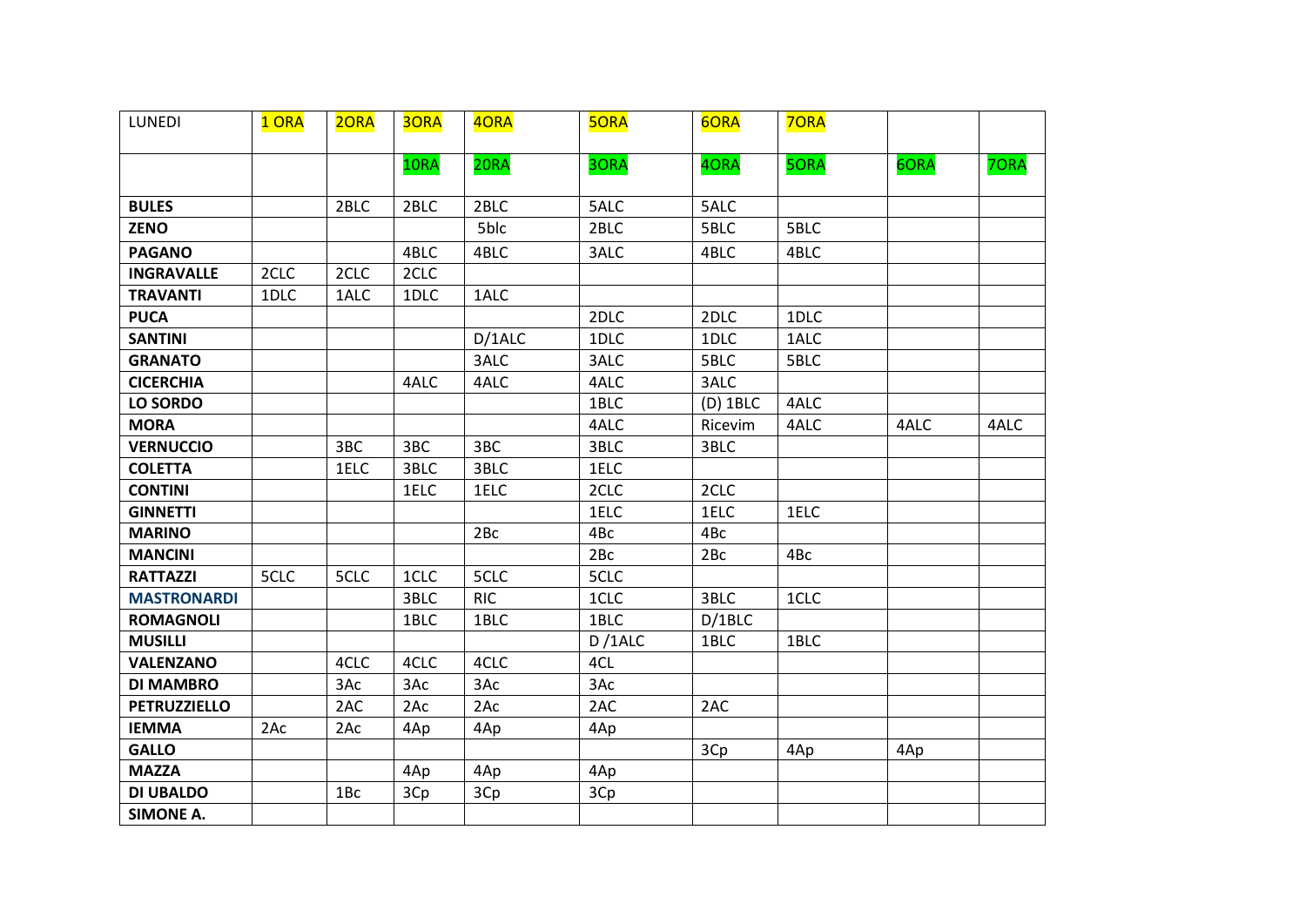| LUNEDI | 1 ORA | 2ORA | 3ORA | 4ORA | 5ORA | 6ORA | 7ORA | | |
|---|---|---|---|---|---|---|---|---|---|
| | | | 1ORA | 2ORA | 3ORA | 4ORA | 5ORA | 6ORA | 7ORA |
| **BULES** | | 2BLC | 2BLC | 2BLC | 5ALC | 5ALC | | | |
| **ZENO** | | | | 5blc | 2BLC | 5BLC | 5BLC | | |
| **PAGANO** | | | 4BLC | 4BLC | 3ALC | 4BLC | 4BLC | | |
| **INGRAVALLE** | 2CLC | 2CLC | 2CLC | | | | | | |
| **TRAVANTI** | 1DLC | 1ALC | 1DLC | 1ALC | | | | | |
| **PUCA** | | | | | 2DLC | 2DLC | 1DLC | | |
| **SANTINI** | | | | D/1ALC | 1DLC | 1DLC | 1ALC | | |
| **GRANATO** | | | | 3ALC | 3ALC | 5BLC | 5BLC | | |
| **CICERCHIA** | | | 4ALC | 4ALC | 4ALC | 3ALC | | | |
| **LO SORDO** | | | | | 1BLC | (D) 1BLC | 4ALC | | |
| **MORA** | | | | | 4ALC | Ricevim | 4ALC | 4ALC | 4ALC |
| **VERNUCCIO** | | 3BC | 3BC | 3BC | 3BLC | 3BLC | | | |
| **COLETTA** | | 1ELC | 3BLC | 3BLC | 1ELC | | | | |
| **CONTINI** | | | 1ELC | 1ELC | 2CLC | 2CLC | | | |
| **GINNETTI** | | | | | 1ELC | 1ELC | 1ELC | | |
| **MARINO** | | | | 2Bc | 4Bc | 4Bc | | | |
| **MANCINI** | | | | | 2Bc | 2Bc | 4Bc | | |
| **RATTAZZI** | 5CLC | 5CLC | 1CLC | 5CLC | 5CLC | | | | |
| **MASTRONARDI** | | | 3BLC | RIC | 1CLC | 3BLC | 1CLC | | |
| **ROMAGNOLI** | | | 1BLC | 1BLC | 1BLC | D/1BLC | | | |
| **MUSILLI** | | | | | D /1ALC | 1BLC | 1BLC | | |
| **VALENZANO** | | 4CLC | 4CLC | 4CLC | 4CL | | | | |
| **DI MAMBRO** | | 3Ac | 3Ac | 3Ac | 3Ac | | | | |
| **PETRUZZIELLO** | | 2AC | 2Ac | 2Ac | 2AC | 2AC | | | |
| **IEMMA** | 2Ac | 2Ac | 4Ap | 4Ap | 4Ap | | | | |
| **GALLO** | | | | | | 3Cp | 4Ap | 4Ap | |
| **MAZZA** | | | 4Ap | 4Ap | 4Ap | | | | |
| **DI UBALDO** | | 1Bc | 3Cp | 3Cp | 3Cp | | | | |
| **SIMONE A.** | | | | | | | | | |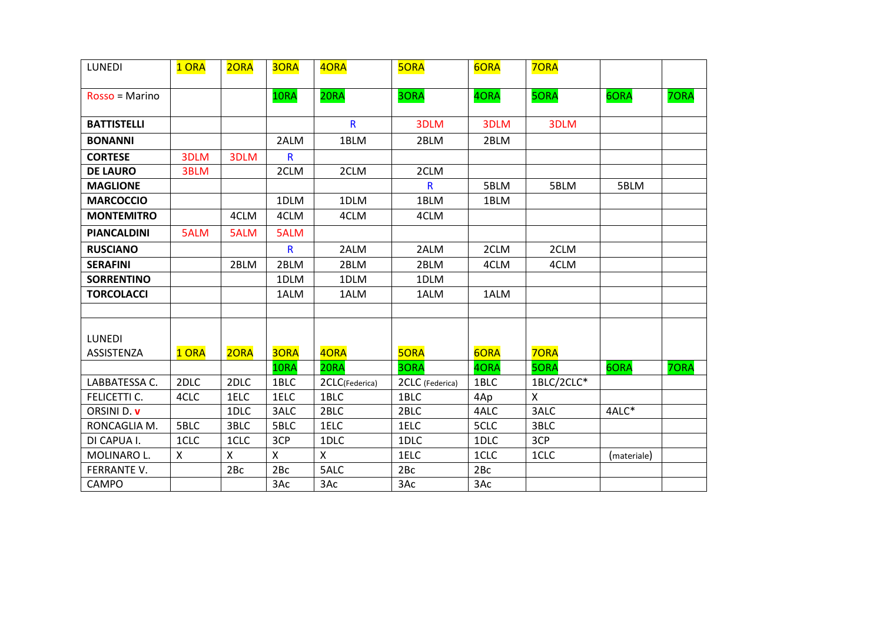| LUNEDI | 1 ORA | 2ORA | 3ORA | 4ORA | 5ORA | 6ORA | 7ORA | | |
|---|---|---|---|---|---|---|---|---|---|
| Rosso = Marino | | | 1ORA | 2ORA | 3ORA | 4ORA | 5ORA | 6ORA | 7ORA |
| **BATTISTELLI** | | | | R | 3DLM | 3DLM | 3DLM | | |
| **BONANNI** | | | 2ALM | 1BLM | 2BLM | 2BLM | | | |
| **CORTESE** | 3DLM | 3DLM | R | | | | | | |
| **DE LAURO** | 3BLM | | 2CLM | 2CLM | 2CLM | | | | |
| **MAGLIONE** | | | | | R | 5BLM | 5BLM | 5BLM | |
| **MARCOCCIO** | | | 1DLM | 1DLM | 1BLM | 1BLM | | | |
| **MONTEMITRO** | | 4CLM | 4CLM | 4CLM | 4CLM | | | | |
| **PIANCALDINI** | 5ALM | 5ALM | 5ALM | | | | | | |
| **RUSCIANO** | | | R | 2ALM | 2ALM | 2CLM | 2CLM | | |
| **SERAFINI** | | 2BLM | 2BLM | 2BLM | 2BLM | 4CLM | 4CLM | | |
| **SORRENTINO** | | | 1DLM | 1DLM | 1DLM | | | | |
| **TORCOLACCI** | | | 1ALM | 1ALM | 1ALM | 1ALM | | | |
| | | | | | | | | | |
| LUNEDI ASSISTENZA | 1 ORA | 2ORA | 3ORA | 4ORA | 5ORA | 6ORA | 7ORA | | |
| | | | 1ORA | 2ORA | 3ORA | 4ORA | 5ORA | 6ORA | 7ORA |
| LABBATESSA C. | 2DLC | 2DLC | 1BLC | 2CLC(Federica) | 2CLC (Federica) | 1BLC | 1BLC/2CLC* | | |
| FELICETTI C. | 4CLC | 1ELC | 1ELC | 1BLC | 1BLC | 4Ap | X | | |
| ORSINI D. **v** | | 1DLC | 3ALC | 2BLC | 2BLC | 4ALC | 3ALC | 4ALC* | |
| RONCAGLIA M. | 5BLC | 3BLC | 5BLC | 1ELC | 1ELC | 5CLC | 3BLC | | |
| DI CAPUA I. | 1CLC | 1CLC | 3CP | 1DLC | 1DLC | 1DLC | 3CP | | |
| MOLINARO L. | X | X | X | X | 1ELC | 1CLC | 1CLC | (materiale) | |
| FERRANTE V. | | 2Bc | 2Bc | 5ALC | 2Bc | 2Bc | | | |
| CAMPO | | | 3Ac | 3Ac | 3Ac | 3Ac | | | |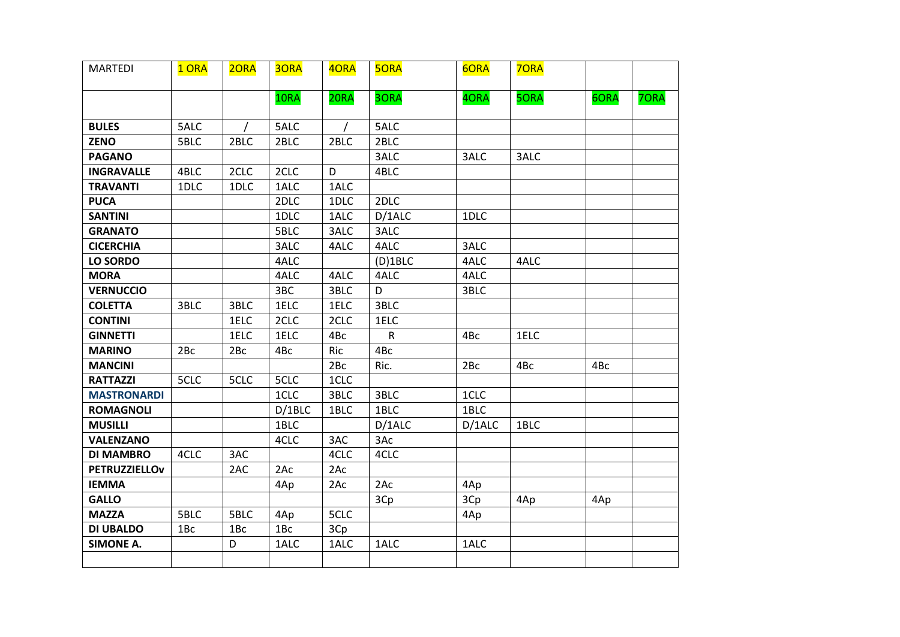| MARTEDI | 1 ORA | 2ORA | 3ORA | 4ORA | 5ORA | 6ORA | 7ORA | | |
|---|---|---|---|---|---|---|---|---|---|
| | | | 1ORA | 2ORA | 3ORA | 4ORA | 5ORA | 6ORA | 7ORA |
| **BULES** | 5ALC | / | 5ALC | / | 5ALC | | | | |
| **ZENO** | 5BLC | 2BLC | 2BLC | 2BLC | 2BLC | | | | |
| **PAGANO** | | | | | 3ALC | 3ALC | 3ALC | | |
| **INGRAVALLE** | 4BLC | 2CLC | 2CLC | D | 4BLC | | | | |
| **TRAVANTI** | 1DLC | 1DLC | 1ALC | 1ALC | | | | | |
| **PUCA** | | | 2DLC | 1DLC | 2DLC | | | | |
| **SANTINI** | | | 1DLC | 1ALC | D/1ALC | 1DLC | | | |
| **GRANATO** | | | 5BLC | 3ALC | 3ALC | | | | |
| **CICERCHIA** | | | 3ALC | 4ALC | 4ALC | 3ALC | | | |
| **LO SORDO** | | | 4ALC | | (D)1BLC | 4ALC | 4ALC | | |
| **MORA** | | | 4ALC | 4ALC | 4ALC | 4ALC | | | |
| **VERNUCCIO** | | | 3BC | 3BLC | D | 3BLC | | | |
| **COLETTA** | 3BLC | 3BLC | 1ELC | 1ELC | 3BLC | | | | |
| **CONTINI** | | 1ELC | 2CLC | 2CLC | 1ELC | | | | |
| **GINNETTI** | | 1ELC | 1ELC | 4Bc | R | 4Bc | 1ELC | | |
| **MARINO** | 2Bc | 2Bc | 4Bc | Ric | 4Bc | | | | |
| **MANCINI** | | | | 2Bc | Ric. | 2Bc | 4Bc | 4Bc | |
| **RATTAZZI** | 5CLC | 5CLC | 5CLC | 1CLC | | | | | |
| **MASTRONARDI** | | | 1CLC | 3BLC | 3BLC | 1CLC | | | |
| **ROMAGNOLI** | | | D/1BLC | 1BLC | 1BLC | 1BLC | | | |
| **MUSILLI** | | | 1BLC | | D/1ALC | D/1ALC | 1BLC | | |
| **VALENZANO** | | | 4CLC | 3AC | 3Ac | | | | |
| **DI MAMBRO** | 4CLC | 3AC | | 4CLC | 4CLC | | | | |
| **PETRUZZIELLOv** | | 2AC | 2Ac | 2Ac | | | | | |
| **IEMMA** | | | 4Ap | 2Ac | 2Ac | 4Ap | | | |
| **GALLO** | | | | | 3Cp | 3Cp | 4Ap | 4Ap | |
| **MAZZA** | 5BLC | 5BLC | 4Ap | 5CLC | | 4Ap | | | |
| **DI UBALDO** | 1Bc | 1Bc | 1Bc | 3Cp | | | | | |
| **SIMONE A.** | | D | 1ALC | 1ALC | 1ALC | 1ALC | | | |
| | | | | | | | | | |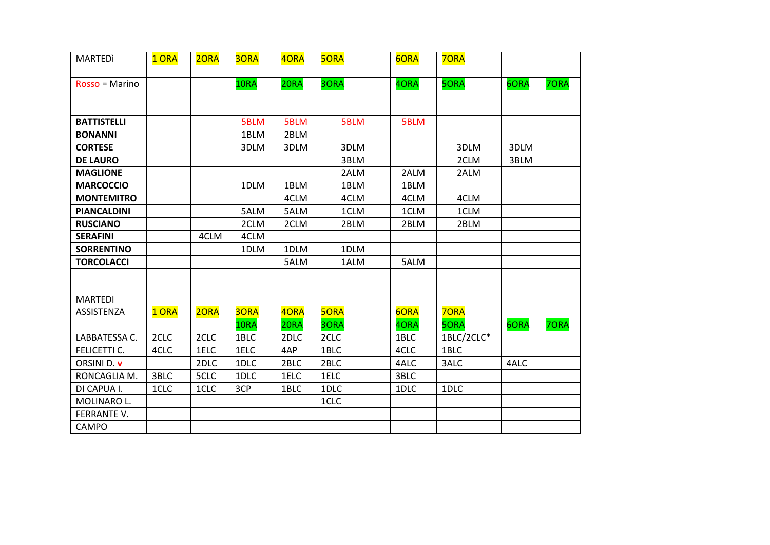| MARTEDÌ | 1 ORA | 2ORA | 3ORA | 4ORA | 5ORA | 6ORA | 7ORA | | |
|---|---|---|---|---|---|---|---|---|---|
| Rosso = Marino | | | 1ORA | 2ORA | 3ORA | 4ORA | 5ORA | 6ORA | 7ORA |
| **BATTISTELLI** | | | 5BLM | 5BLM | 5BLM | 5BLM | | | |
| **BONANNI** | | | 1BLM | 2BLM | | | | | |
| **CORTESE** | | | 3DLM | 3DLM | 3DLM | | 3DLM | 3DLM | |
| **DE LAURO** | | | | | 3BLM | | 2CLM | 3BLM | |
| **MAGLIONE** | | | | | 2ALM | 2ALM | 2ALM | | |
| **MARCOCCIO** | | | 1DLM | 1BLM | 1BLM | 1BLM | | | |
| **MONTEMITRO** | | | | 4CLM | 4CLM | 4CLM | 4CLM | | |
| **PIANCALDINI** | | | 5ALM | 5ALM | 1CLM | 1CLM | 1CLM | | |
| **RUSCIANO** | | | 2CLM | 2CLM | 2BLM | 2BLM | 2BLM | | |
| **SERAFINI** | | 4CLM | 4CLM | | | | | | |
| **SORRENTINO** | | | 1DLM | 1DLM | 1DLM | | | | |
| **TORCOLACCI** | | | | 5ALM | 1ALM | 5ALM | | | |
| | | | | | | | | | |
| MARTEDI ASSISTENZA | 1 ORA | 2ORA | 3ORA | 4ORA | 5ORA | 6ORA | 7ORA | | |
| | | | 1ORA | 2ORA | 3ORA | 4ORA | 5ORA | 6ORA | 7ORA |
| LABBATESSA C. | 2CLC | 2CLC | 1BLC | 2DLC | 2CLC | 1BLC | 1BLC/2CLC* | | |
| FELICETTI C. | 4CLC | 1ELC | 1ELC | 4AP | 1BLC | 4CLC | 1BLC | | |
| ORSINI D. **v** | | 2DLC | 1DLC | 2BLC | 2BLC | 4ALC | 3ALC | 4ALC | |
| RONCAGLIA M. | 3BLC | 5CLC | 1DLC | 1ELC | 1ELC | 3BLC | | | |
| DI CAPUA I. | 1CLC | 1CLC | 3CP | 1BLC | 1DLC | 1DLC | 1DLC | | |
| MOLINARO L. | | | | | 1CLC | | | | |
| FERRANTE V. | | | | | | | | | |
| CAMPO | | | | | | | | | |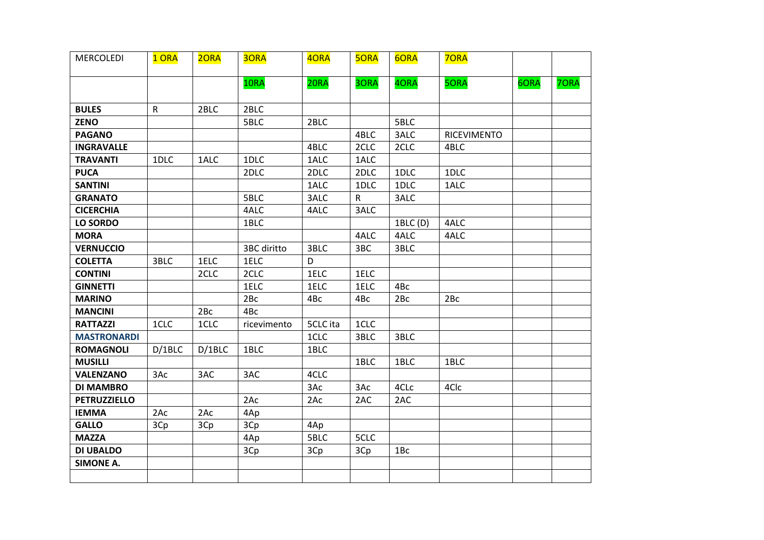| MERCOLEDI | 1 ORA | 2ORA | 3ORA | 4ORA | 5ORA | 6ORA | 7ORA | | |
|---|---|---|---|---|---|---|---|---|---|
| | | | 1ORA | 2ORA | 3ORA | 4ORA | 5ORA | 6ORA | 7ORA |
| **BULES** | R | 2BLC | 2BLC | | | | | | |
| **ZENO** | | | 5BLC | 2BLC | | 5BLC | | | |
| **PAGANO** | | | | | 4BLC | 3ALC | RICEVIMENTO | | |
| **INGRAVALLE** | | | | 4BLC | 2CLC | 2CLC | 4BLC | | |
| **TRAVANTI** | 1DLC | 1ALC | 1DLC | 1ALC | 1ALC | | | | |
| **PUCA** | | | 2DLC | 2DLC | 2DLC | 1DLC | 1DLC | | |
| **SANTINI** | | | | 1ALC | 1DLC | 1DLC | 1ALC | | |
| **GRANATO** | | | 5BLC | 3ALC | R | 3ALC | | | |
| **CICERCHIA** | | | 4ALC | 4ALC | 3ALC | | | | |
| **LO SORDO** | | | 1BLC | | | 1BLC (D) | 4ALC | | |
| **MORA** | | | | | 4ALC | 4ALC | 4ALC | | |
| **VERNUCCIO** | | | 3BC diritto | 3BLC | 3BC | 3BLC | | | |
| **COLETTA** | 3BLC | 1ELC | 1ELC | D | | | | | |
| **CONTINI** | | 2CLC | 2CLC | 1ELC | 1ELC | | | | |
| **GINNETTI** | | | 1ELC | 1ELC | 1ELC | 4Bc | | | |
| **MARINO** | | | 2Bc | 4Bc | 4Bc | 2Bc | 2Bc | | |
| **MANCINI** | | 2Bc | 4Bc | | | | | | |
| **RATTAZZI** | 1CLC | 1CLC | ricevimento | 5CLC ita | 1CLC | | | | |
| **MASTRONARDI** | | | | 1CLC | 3BLC | 3BLC | | | |
| **ROMAGNOLI** | D/1BLC | D/1BLC | 1BLC | 1BLC | | | | | |
| **MUSILLI** | | | | | 1BLC | 1BLC | 1BLC | | |
| **VALENZANO** | 3Ac | 3AC | 3AC | 4CLC | | | | | |
| **DI MAMBRO** | | | | 3Ac | 3Ac | 4CLc | 4Clc | | |
| **PETRUZZIELLO** | | | 2Ac | 2Ac | 2AC | 2AC | | | |
| **IEMMA** | 2Ac | 2Ac | 4Ap | | | | | | |
| **GALLO** | 3Cp | 3Cp | 3Cp | 4Ap | | | | | |
| **MAZZA** | | | 4Ap | 5BLC | 5CLC | | | | |
| **DI UBALDO** | | | 3Cp | 3Cp | 3Cp | 1Bc | | | |
| **SIMONE A.** | | | | | | | | | |
| | | | | | | | | | |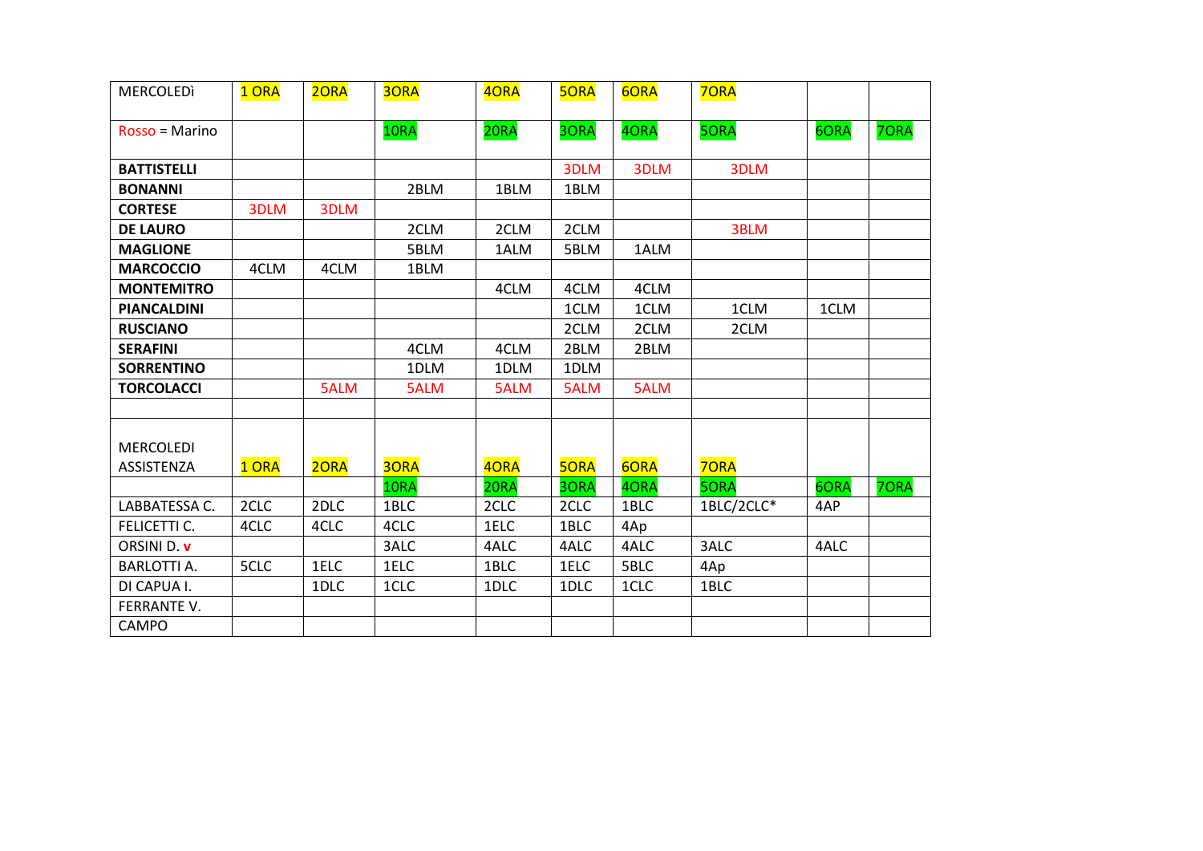| MERCOLEDÌ | 1 ORA | 2ORA | 3ORA | 4ORA | 5ORA | 6ORA | 7ORA | | |
|---|---|---|---|---|---|---|---|---|---|
| Rosso = Marino | | | 1ORA | 2ORA | 3ORA | 4ORA | 5ORA | 6ORA | 7ORA |
| **BATTISTELLI** | | | | | 3DLM | 3DLM | 3DLM | | |
| **BONANNI** | | | 2BLM | 1BLM | 1BLM | | | | |
| **CORTESE** | 3DLM | 3DLM | | | | | | | |
| **DE LAURO** | | | 2CLM | 2CLM | 2CLM | | 3BLM | | |
| **MAGLIONE** | | | 5BLM | 1ALM | 5BLM | 1ALM | | | |
| **MARCOCCIO** | 4CLM | 4CLM | 1BLM | | | | | | |
| **MONTEMITRO** | | | | 4CLM | 4CLM | 4CLM | | | |
| **PIANCALDINI** | | | | | 1CLM | 1CLM | 1CLM | 1CLM | |
| **RUSCIANO** | | | | | 2CLM | 2CLM | 2CLM | | |
| **SERAFINI** | | | 4CLM | 4CLM | 2BLM | 2BLM | | | |
| **SORRENTINO** | | | 1DLM | 1DLM | 1DLM | | | | |
| **TORCOLACCI** | | 5ALM | 5ALM | 5ALM | 5ALM | 5ALM | | | |
| | | | | | | | | | |
| MERCOLEDI ASSISTENZA | 1 ORA | 2ORA | 3ORA | 4ORA | 5ORA | 6ORA | 7ORA | | |
| | | | 1ORA | 2ORA | 3ORA | 4ORA | 5ORA | 6ORA | 7ORA |
| LABBATESSA C. | 2CLC | 2DLC | 1BLC | 2CLC | 2CLC | 1BLC | 1BLC/2CLC* | 4AP | |
| FELICETTI C. | 4CLC | 4CLC | 4CLC | 1ELC | 1BLC | 4Ap | | | |
| ORSINI D. **v** | | | 3ALC | 4ALC | 4ALC | 4ALC | 3ALC | 4ALC | |
| BARLOTTI A. | 5CLC | 1ELC | 1ELC | 1BLC | 1ELC | 5BLC | 4Ap | | |
| DI CAPUA I. | | 1DLC | 1CLC | 1DLC | 1DLC | 1CLC | 1BLC | | |
| FERRANTE V. | | | | | | | | | |
| CAMPO | | | | | | | | | |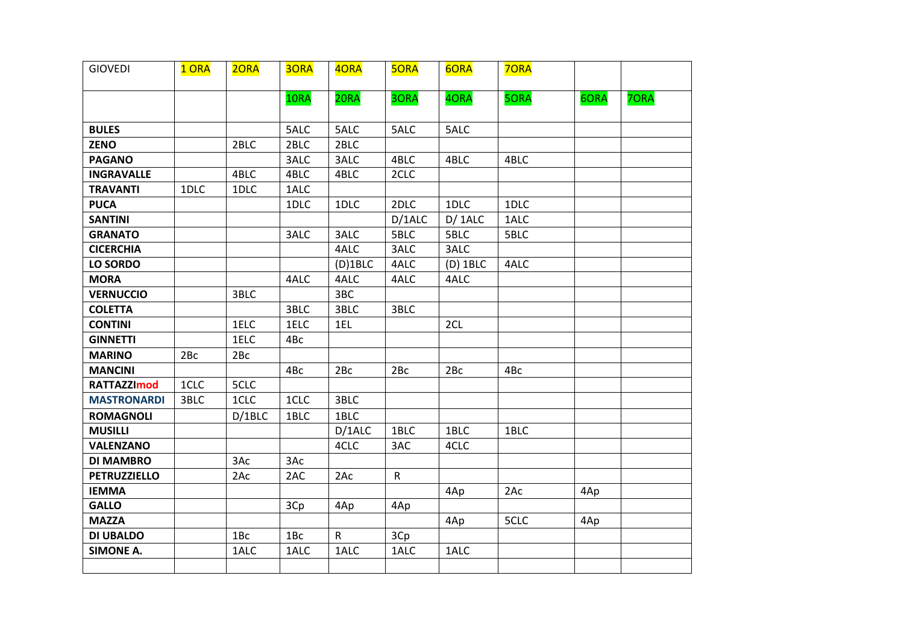| GIOVEDI | 1 ORA | 2ORA | 3ORA | 4ORA | 5ORA | 6ORA | 7ORA | | |
|---|---|---|---|---|---|---|---|---|---|
| | | | 1ORA | 2ORA | 3ORA | 4ORA | 5ORA | 6ORA | 7ORA |
| **BULES** | | | 5ALC | 5ALC | 5ALC | 5ALC | | | |
| **ZENO** | | 2BLC | 2BLC | 2BLC | | | | | |
| **PAGANO** | | | 3ALC | 3ALC | 4BLC | 4BLC | 4BLC | | |
| **INGRAVALLE** | | 4BLC | 4BLC | 4BLC | 2CLC | | | | |
| **TRAVANTI** | 1DLC | 1DLC | 1ALC | | | | | | |
| **PUCA** | | | 1DLC | 1DLC | 2DLC | 1DLC | 1DLC | | |
| **SANTINI** | | | | | D/1ALC | D/ 1ALC | 1ALC | | |
| **GRANATO** | | | 3ALC | 3ALC | 5BLC | 5BLC | 5BLC | | |
| **CICERCHIA** | | | | 4ALC | 3ALC | 3ALC | | | |
| **LO SORDO** | | | | (D)1BLC | 4ALC | (D) 1BLC | 4ALC | | |
| **MORA** | | | 4ALC | 4ALC | 4ALC | 4ALC | | | |
| **VERNUCCIO** | | 3BLC | | 3BC | | | | | |
| **COLETTA** | | | 3BLC | 3BLC | 3BLC | | | | |
| **CONTINI** | | 1ELC | 1ELC | 1EL | | 2CL | | | |
| **GINNETTI** | | 1ELC | 4Bc | | | | | | |
| **MARINO** | 2Bc | 2Bc | | | | | | | |
| **MANCINI** | | | 4Bc | 2Bc | 2Bc | 2Bc | 4Bc | | |
| **RATTAZZImod** | 1CLC | 5CLC | | | | | | | |
| **MASTRONARDI** | 3BLC | 1CLC | 1CLC | 3BLC | | | | | |
| **ROMAGNOLI** | | D/1BLC | 1BLC | 1BLC | | | | | |
| **MUSILLI** | | | | D/1ALC | 1BLC | 1BLC | 1BLC | | |
| **VALENZANO** | | | | 4CLC | 3AC | 4CLC | | | |
| **DI MAMBRO** | | 3Ac | 3Ac | | | | | | |
| **PETRUZZIELLO** | | 2Ac | 2AC | 2Ac | R | | | | |
| **IEMMA** | | | | | | 4Ap | 2Ac | 4Ap | |
| **GALLO** | | | 3Cp | 4Ap | 4Ap | | | | |
| **MAZZA** | | | | | | 4Ap | 5CLC | 4Ap | |
| **DI UBALDO** | | 1Bc | 1Bc | R | 3Cp | | | | |
| **SIMONE A.** | | 1ALC | 1ALC | 1ALC | 1ALC | 1ALC | | | |
| | | | | | | | | | |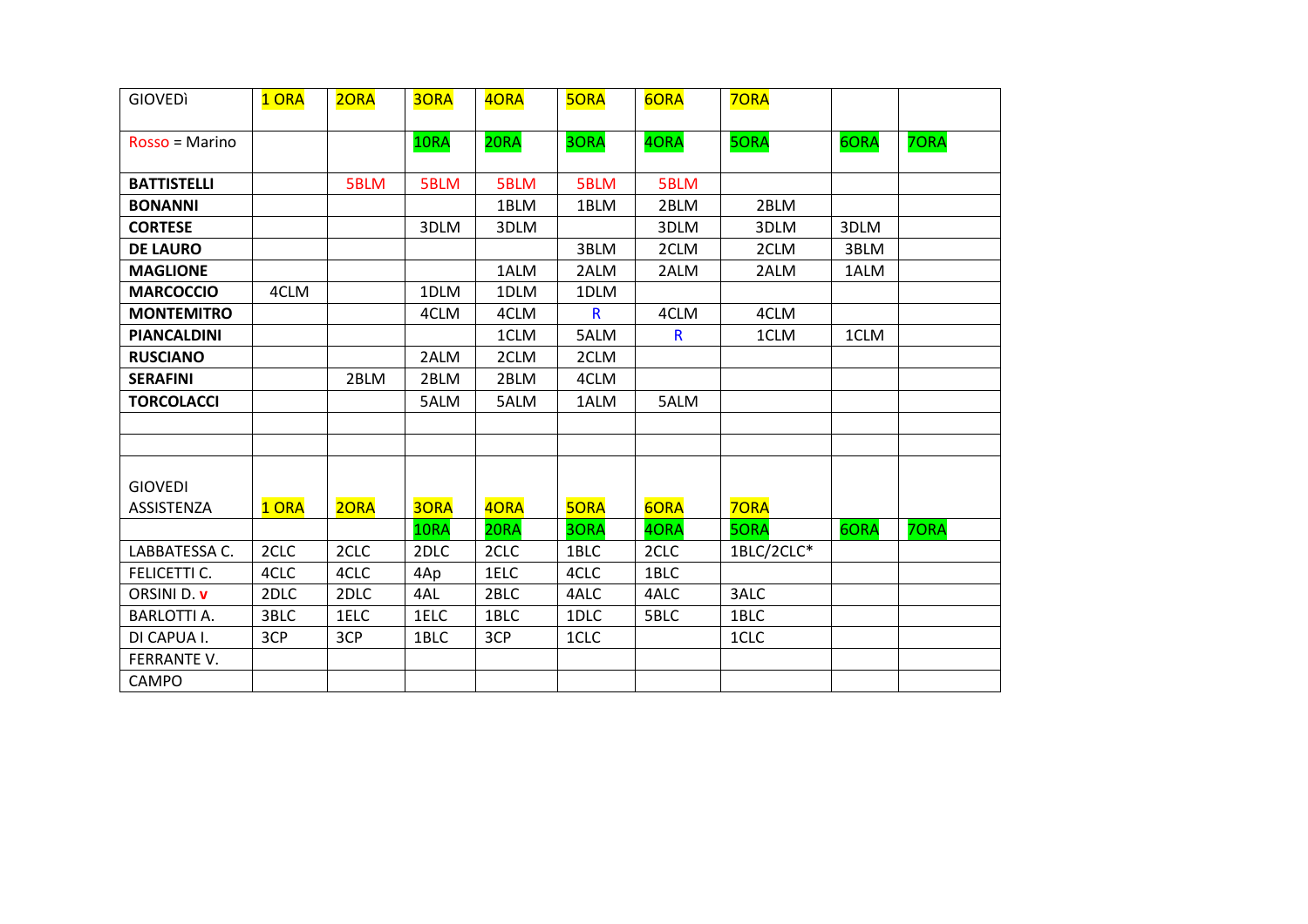| GIOVEDÌ | 1 ORA | 2ORA | 3ORA | 4ORA | 5ORA | 6ORA | 7ORA | | |
|---|---|---|---|---|---|---|---|---|---|
| Rosso = Marino | | | 1ORA | 2ORA | 3ORA | 4ORA | 5ORA | 6ORA | 7ORA |
| **BATTISTELLI** | | 5BLM | 5BLM | 5BLM | 5BLM | 5BLM | | | |
| **BONANNI** | | | | 1BLM | 1BLM | 2BLM | 2BLM | | |
| **CORTESE** | | | 3DLM | 3DLM | | 3DLM | 3DLM | 3DLM | |
| **DE LAURO** | | | | | 3BLM | 2CLM | 2CLM | 3BLM | |
| **MAGLIONE** | | | | 1ALM | 2ALM | 2ALM | 2ALM | 1ALM | |
| **MARCOCCIO** | 4CLM | | 1DLM | 1DLM | 1DLM | | | | |
| **MONTEMITRO** | | | 4CLM | 4CLM | R | 4CLM | 4CLM | | |
| **PIANCALDINI** | | | | 1CLM | 5ALM | R | 1CLM | 1CLM | |
| **RUSCIANO** | | | 2ALM | 2CLM | 2CLM | | | | |
| **SERAFINI** | | 2BLM | 2BLM | 2BLM | 4CLM | | | | |
| **TORCOLACCI** | | | 5ALM | 5ALM | 1ALM | 5ALM | | | |
| | | | | | | | | | |
| | | | | | | | | | |
| GIOVEDI ASSISTENZA | 1 ORA | 2ORA | 3ORA | 4ORA | 5ORA | 6ORA | 7ORA | | |
| | | | 1ORA | 2ORA | 3ORA | 4ORA | 5ORA | 6ORA | 7ORA |
| LABBATESSA C. | 2CLC | 2CLC | 2DLC | 2CLC | 1BLC | 2CLC | 1BLC/2CLC* | | |
| FELICETTI C. | 4CLC | 4CLC | 4Ap | 1ELC | 4CLC | 1BLC | | | |
| ORSINI D. **v** | 2DLC | 2DLC | 4AL | 2BLC | 4ALC | 4ALC | 3ALC | | |
| BARLOTTI A. | 3BLC | 1ELC | 1ELC | 1BLC | 1DLC | 5BLC | 1BLC | | |
| DI CAPUA I. | 3CP | 3CP | 1BLC | 3CP | 1CLC | | 1CLC | | |
| FERRANTE V. | | | | | | | | | |
| CAMPO | | | | | | | | | |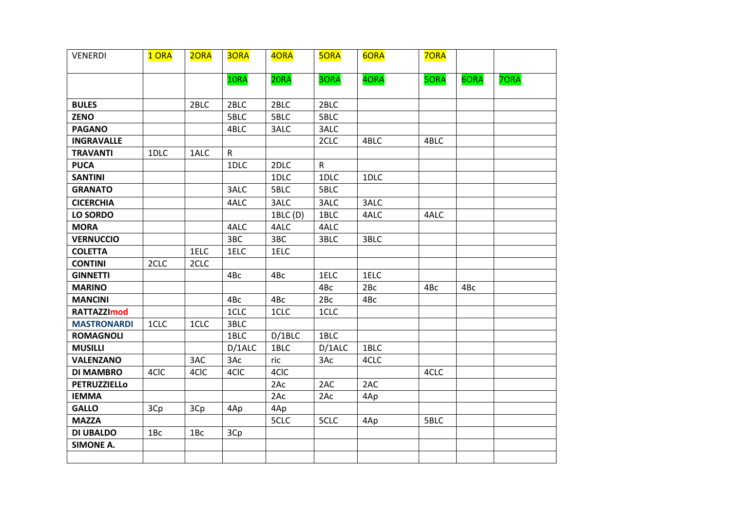| VENERDI | 1 ORA | 2ORA | 3ORA | 4ORA | 5ORA | 6ORA | 7ORA | | |
|---|---|---|---|---|---|---|---|---|---|
| | | | 1ORA | 2ORA | 3ORA | 4ORA | 5ORA | 6ORA | 7ORA |
| **BULES** | | 2BLC | 2BLC | 2BLC | 2BLC | | | | |
| **ZENO** | | | 5BLC | 5BLC | 5BLC | | | | |
| **PAGANO** | | | 4BLC | 3ALC | 3ALC | | | | |
| **INGRAVALLE** | | | | | 2CLC | 4BLC | 4BLC | | |
| **TRAVANTI** | 1DLC | 1ALC | R | | | | | | |
| **PUCA** | | | 1DLC | 2DLC | R | | | | |
| **SANTINI** | | | | 1DLC | 1DLC | 1DLC | | | |
| **GRANATO** | | | 3ALC | 5BLC | 5BLC | | | | |
| **CICERCHIA** | | | 4ALC | 3ALC | 3ALC | 3ALC | | | |
| **LO SORDO** | | | | 1BLC (D) | 1BLC | 4ALC | 4ALC | | |
| **MORA** | | | 4ALC | 4ALC | 4ALC | | | | |
| **VERNUCCIO** | | | 3BC | 3BC | 3BLC | 3BLC | | | |
| **COLETTA** | | 1ELC | 1ELC | 1ELC | | | | | |
| **CONTINI** | 2CLC | 2CLC | | | | | | | |
| **GINNETTI** | | | 4Bc | 4Bc | 1ELC | 1ELC | | | |
| **MARINO** | | | | | 4Bc | 2Bc | 4Bc | 4Bc | |
| **MANCINI** | | | 4Bc | 4Bc | 2Bc | 4Bc | | | |
| **RATTAZZImod** | | | 1CLC | 1CLC | 1CLC | | | | |
| **MASTRONARDI** | 1CLC | 1CLC | 3BLC | | | | | | |
| **ROMAGNOLI** | | | 1BLC | D/1BLC | 1BLC | | | | |
| **MUSILLI** | | | D/1ALC | 1BLC | D/1ALC | 1BLC | | | |
| **VALENZANO** | | 3AC | 3Ac | ric | 3Ac | 4CLC | | | |
| **DI MAMBRO** | 4ClC | 4ClC | 4ClC | 4ClC | | | 4CLC | | |
| **PETRUZZIELLo** | | | | 2Ac | 2AC | 2AC | | | |
| **IEMMA** | | | | 2Ac | 2Ac | 4Ap | | | |
| **GALLO** | 3Cp | 3Cp | 4Ap | 4Ap | | | | | |
| **MAZZA** | | | | 5CLC | 5CLC | 4Ap | 5BLC | | |
| **DI UBALDO** | 1Bc | 1Bc | 3Cp | | | | | | |
| **SIMONE A.** | | | | | | | | | |
| | | | | | | | | | |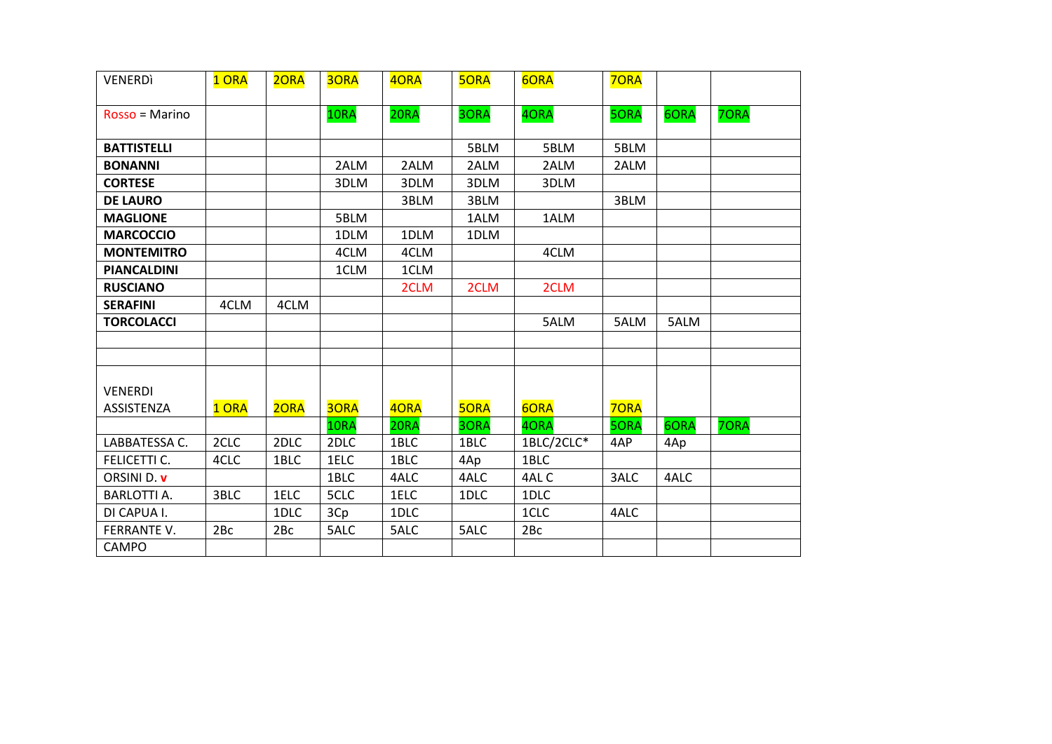| VENERDì | 1 ORA | 2ORA | 3ORA | 4ORA | 5ORA | 6ORA | 7ORA | | |
|---|---|---|---|---|---|---|---|---|---|
| Rosso = Marino | | | 1ORA | 2ORA | 3ORA | 4ORA | 5ORA | 6ORA | 7ORA |
| **BATTISTELLI** | | | | | 5BLM | 5BLM | 5BLM | | |
| **BONANNI** | | | 2ALM | 2ALM | 2ALM | 2ALM | 2ALM | | |
| **CORTESE** | | | 3DLM | 3DLM | 3DLM | 3DLM | | | |
| **DE LAURO** | | | | 3BLM | 3BLM | | 3BLM | | |
| **MAGLIONE** | | | 5BLM | | 1ALM | 1ALM | | | |
| **MARCOCCIO** | | | 1DLM | 1DLM | 1DLM | | | | |
| **MONTEMITRO** | | | 4CLM | 4CLM | | 4CLM | | | |
| **PIANCALDINI** | | | 1CLM | 1CLM | | | | | |
| **RUSCIANO** | | | | 2CLM | 2CLM | 2CLM | | | |
| **SERAFINI** | 4CLM | 4CLM | | | | | | | |
| **TORCOLACCI** | | | | | | 5ALM | 5ALM | 5ALM | |
| | | | | | | | | | |
| | | | | | | | | | |
| VENERDI ASSISTENZA | 1 ORA | 2ORA | 3ORA | 4ORA | 5ORA | 6ORA | 7ORA | | |
| | | | 1ORA | 2ORA | 3ORA | 4ORA | 5ORA | 6ORA | 7ORA |
| LABBATESSA C. | 2CLC | 2DLC | 2DLC | 1BLC | 1BLC | 1BLC/2CLC* | 4AP | 4Ap | |
| FELICETTI C. | 4CLC | 1BLC | 1ELC | 1BLC | 4Ap | 1BLC | | | |
| ORSINI D. **v** | | | 1BLC | 4ALC | 4ALC | 4AL C | 3ALC | 4ALC | |
| BARLOTTI A. | 3BLC | 1ELC | 5CLC | 1ELC | 1DLC | 1DLC | | | |
| DI CAPUA I. | | 1DLC | 3Cp | 1DLC | | 1CLC | 4ALC | | |
| FERRANTE V. | 2Bc | 2Bc | 5ALC | 5ALC | 5ALC | 2Bc | | | |
| CAMPO | | | | | | | | | |